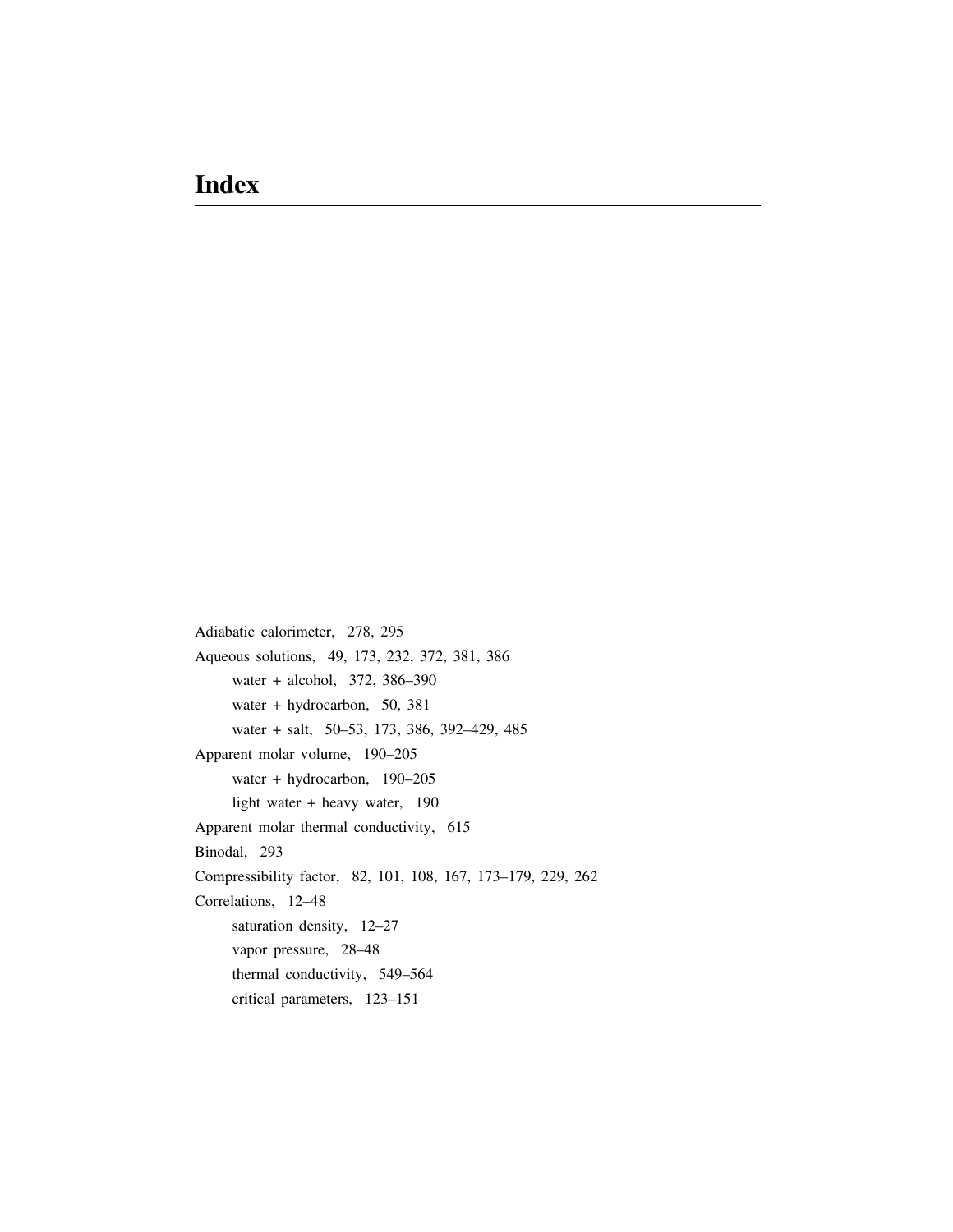# Index

Adiabatic calorimeter, 278, 295

Aqueous solutions, 49, 173, 232, 372, 381, 386

- water + alcohol, 372, 386–390
- water + hydrocarbon, 50, 381
- water + salt, 50–53, 173, 386, 392–429, 485

Apparent molar volume, 190–205

- water + hydrocarbon, 190–205
- light water + heavy water, 190

Apparent molar thermal conductivity, 615

Binodal, 293

Compressibility factor, 82, 101, 108, 167, 173–179, 229, 262

Correlations, 12–48

- saturation density, 12–27
- vapor pressure, 28–48
- thermal conductivity, 549–564
- critical parameters, 123–151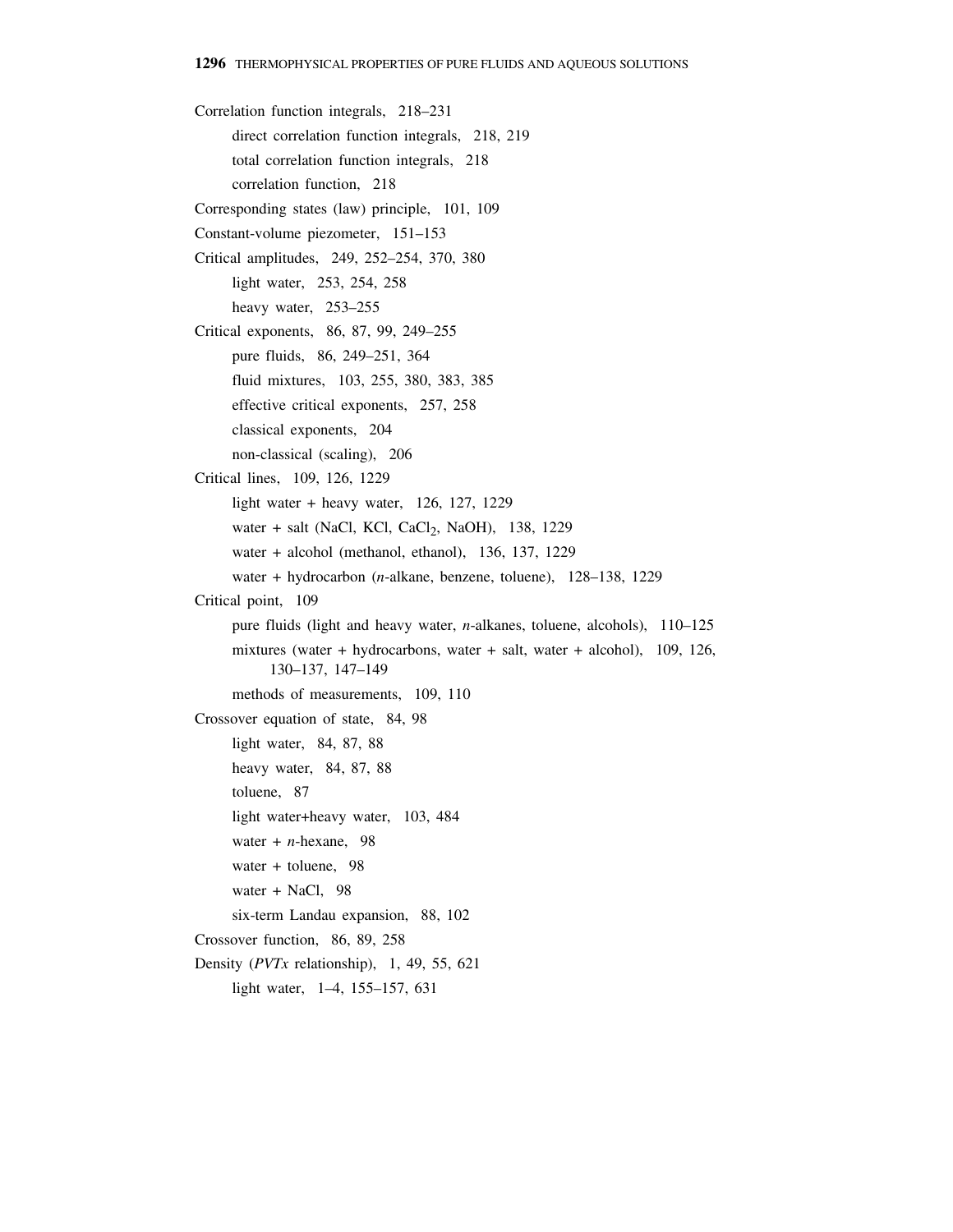Correlation function integrals, 218–231

- direct correlation function integrals, 218, 219
- total correlation function integrals, 218
- correlation function, 218

Corresponding states (law) principle, 101, 109

Constant-volume piezometer, 151–153

Critical amplitudes, 249, 252–254, 370, 380

- light water, 253, 254, 258
- heavy water, 253–255

Critical exponents, 86, 87, 99, 249–255

- pure fluids, 86, 249–251, 364
- fluid mixtures, 103, 255, 380, 383, 385
- effective critical exponents, 257, 258
- classical exponents, 204
- non-classical (scaling), 206

Critical lines, 109, 126, 1229

- light water + heavy water, 126, 127, 1229
- water + salt (NaCl, KCl, $CaCl_2$, NaOH), 138, 1229
- water + alcohol (methanol, ethanol), 136, 137, 1229
- water + hydrocarbon (*n*-alkane, benzene, toluene), 128–138, 1229

Critical point, 109

- pure fluids (light and heavy water, *n*-alkanes, toluene, alcohols), 110–125
- mixtures (water + hydrocarbons, water + salt, water + alcohol), 109, 126, 130–137, 147–149
- methods of measurements, 109, 110

Crossover equation of state, 84, 98

- light water, 84, 87, 88
- heavy water, 84, 87, 88
- toluene, 87
- light water+heavy water, 103, 484
- water + *n*-hexane, 98
- water + toluene, 98
- water + NaCl, 98
- six-term Landau expansion, 88, 102

Crossover function, 86, 89, 258

Density (*PVTx* relationship), 1, 49, 55, 621

- light water, 1–4, 155–157, 631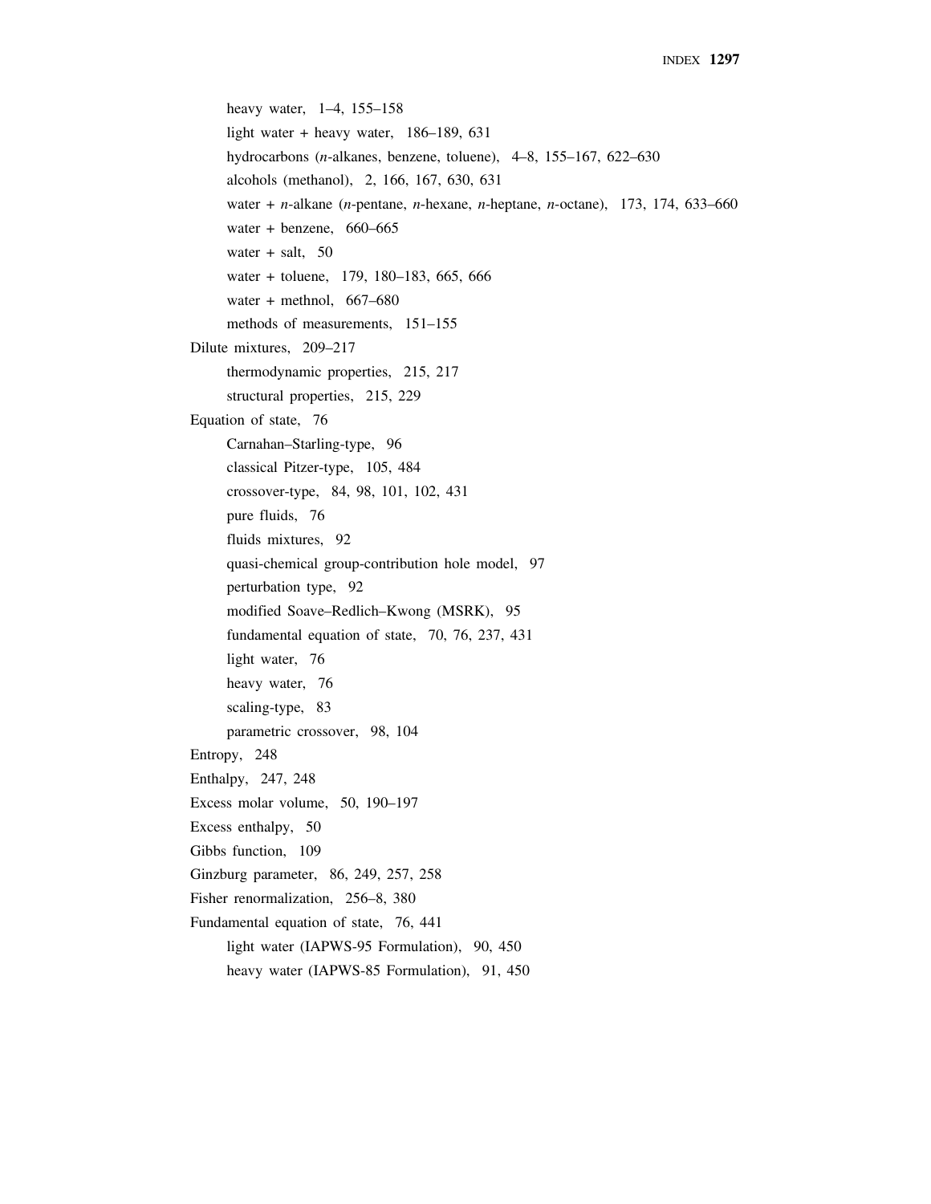- heavy water, 1–4, 155–158
- light water + heavy water, 186–189, 631
- hydrocarbons (*n*-alkanes, benzene, toluene), 4–8, 155–167, 622–630
- alcohols (methanol), 2, 166, 167, 630, 631
- water + *n*-alkane (*n*-pentane, *n*-hexane, *n*-heptane, *n*-octane), 173, 174, 633–660
- water + benzene, 660–665
- water + salt, 50
- water + toluene, 179, 180–183, 665, 666
- water + methnol, 667–680
- methods of measurements, 151–155

Dilute mixtures, 209–217
- thermodynamic properties, 215, 217
- structural properties, 215, 229

Equation of state, 76
- Carnahan–Starling-type, 96
- classical Pitzer-type, 105, 484
- crossover-type, 84, 98, 101, 102, 431
- pure fluids, 76
- fluids mixtures, 92
- quasi-chemical group-contribution hole model, 97
- perturbation type, 92
- modified Soave–Redlich–Kwong (MSRK), 95
- fundamental equation of state, 70, 76, 237, 431
- light water, 76
- heavy water, 76
- scaling-type, 83
- parametric crossover, 98, 104

Entropy, 248

Enthalpy, 247, 248

Excess molar volume, 50, 190–197

Excess enthalpy, 50

Gibbs function, 109

Ginzburg parameter, 86, 249, 257, 258

Fisher renormalization, 256–8, 380

Fundamental equation of state, 76, 441
- light water (IAPWS-95 Formulation), 90, 450
- heavy water (IAPWS-85 Formulation), 91, 450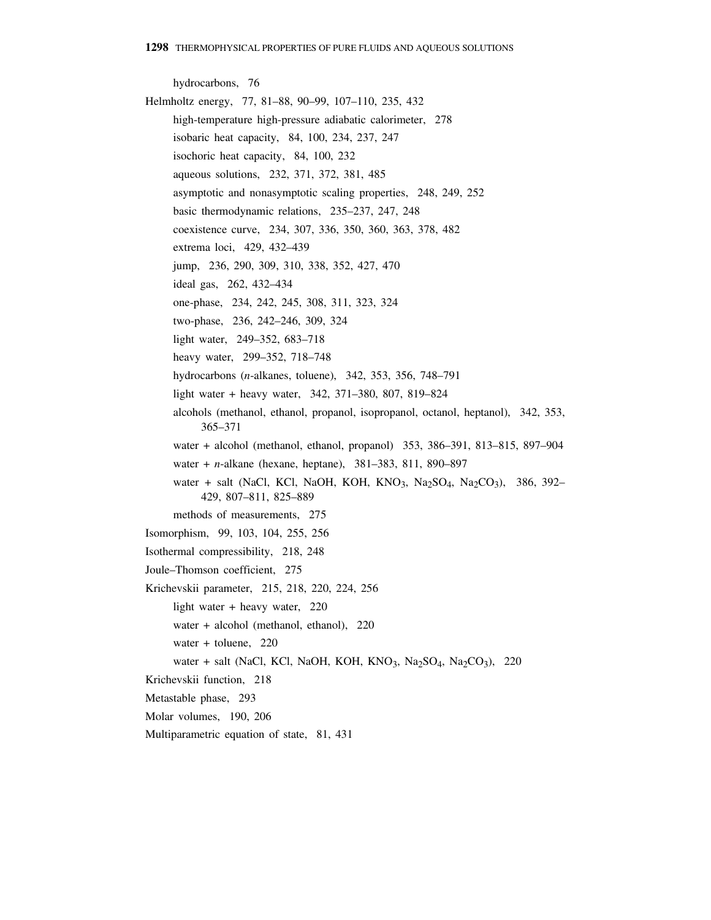- hydrocarbons, 76

Helmholtz energy, 77, 81–88, 90–99, 107–110, 235, 432

- high-temperature high-pressure adiabatic calorimeter, 278
- isobaric heat capacity, 84, 100, 234, 237, 247
- isochoric heat capacity, 84, 100, 232
- aqueous solutions, 232, 371, 372, 381, 485
- asymptotic and nonasymptotic scaling properties, 248, 249, 252
- basic thermodynamic relations, 235–237, 247, 248
- coexistence curve, 234, 307, 336, 350, 360, 363, 378, 482
- extrema loci, 429, 432–439
- jump, 236, 290, 309, 310, 338, 352, 427, 470
- ideal gas, 262, 432–434
- one-phase, 234, 242, 245, 308, 311, 323, 324
- two-phase, 236, 242–246, 309, 324
- light water, 249–352, 683–718
- heavy water, 299–352, 718–748
- hydrocarbons (*n*-alkanes, toluene), 342, 353, 356, 748–791
- light water + heavy water, 342, 371–380, 807, 819–824
- alcohols (methanol, ethanol, propanol, isopropanol, octanol, heptanol), 342, 353, 365–371
- water + alcohol (methanol, ethanol, propanol) 353, 386–391, 813–815, 897–904
- water + *n*-alkane (hexane, heptane), 381–383, 811, 890–897
- water + salt (NaCl, KCl, NaOH, KOH, $KNO_3$, $Na_2SO_4$, $Na_2CO_3$), 386, 392–429, 807–811, 825–889
- methods of measurements, 275

Isomorphism, 99, 103, 104, 255, 256

Isothermal compressibility, 218, 248

Joule–Thomson coefficient, 275

Krichevskii parameter, 215, 218, 220, 224, 256

- light water + heavy water, 220
- water + alcohol (methanol, ethanol), 220
- water + toluene, 220
- water + salt (NaCl, KCl, NaOH, KOH, $KNO_3$, $Na_2SO_4$, $Na_2CO_3$), 220

Krichevskii function, 218

Metastable phase, 293

Molar volumes, 190, 206

Multiparametric equation of state, 81, 431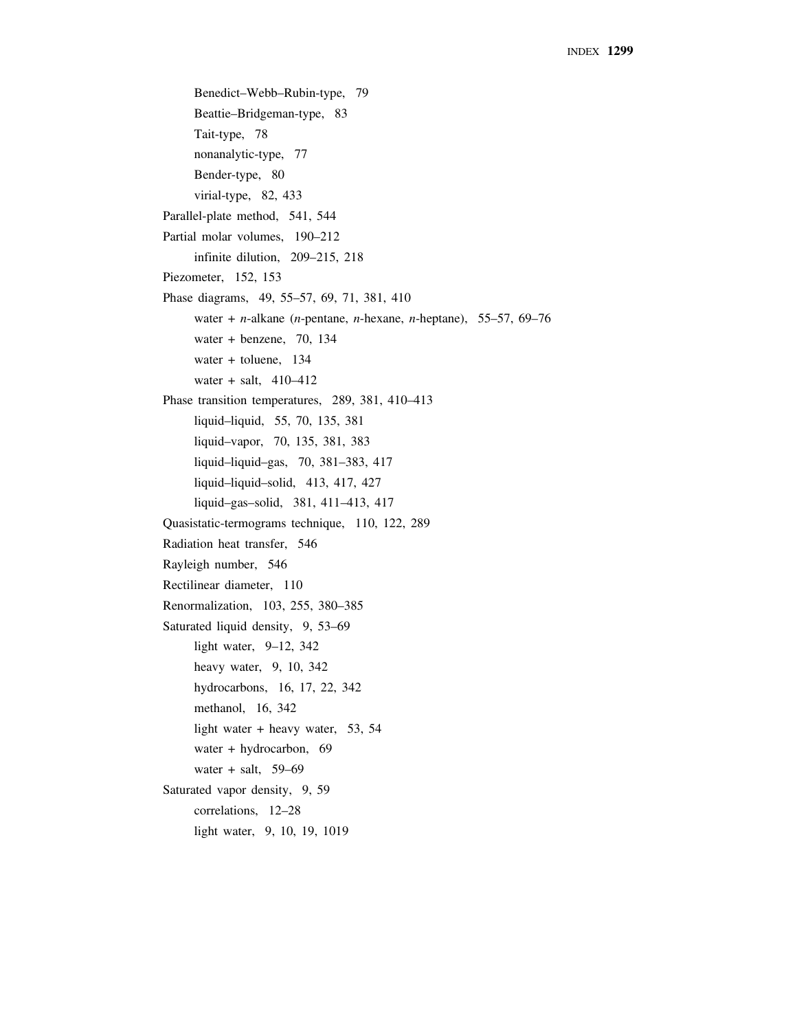Benedict–Webb–Rubin-type, 79
  Beattie–Bridgeman-type, 83
  Tait-type, 78
  nonanalytic-type, 77
  Bender-type, 80
  virial-type, 82, 433

Parallel-plate method, 541, 544

Partial molar volumes, 190–212
  infinite dilution, 209–215, 218

Piezometer, 152, 153

Phase diagrams, 49, 55–57, 69, 71, 381, 410
  water + *n*-alkane (*n*-pentane, *n*-hexane, *n*-heptane), 55–57, 69–76
  water + benzene, 70, 134
  water + toluene, 134
  water + salt, 410–412

Phase transition temperatures, 289, 381, 410–413
  liquid–liquid, 55, 70, 135, 381
  liquid–vapor, 70, 135, 381, 383
  liquid–liquid–gas, 70, 381–383, 417
  liquid–liquid–solid, 413, 417, 427
  liquid–gas–solid, 381, 411–413, 417

Quasistatic-termograms technique, 110, 122, 289

Radiation heat transfer, 546

Rayleigh number, 546

Rectilinear diameter, 110

Renormalization, 103, 255, 380–385

Saturated liquid density, 9, 53–69
  light water, 9–12, 342
  heavy water, 9, 10, 342
  hydrocarbons, 16, 17, 22, 342
  methanol, 16, 342
  light water + heavy water, 53, 54
  water + hydrocarbon, 69
  water + salt, 59–69

Saturated vapor density, 9, 59
  correlations, 12–28
  light water, 9, 10, 19, 1019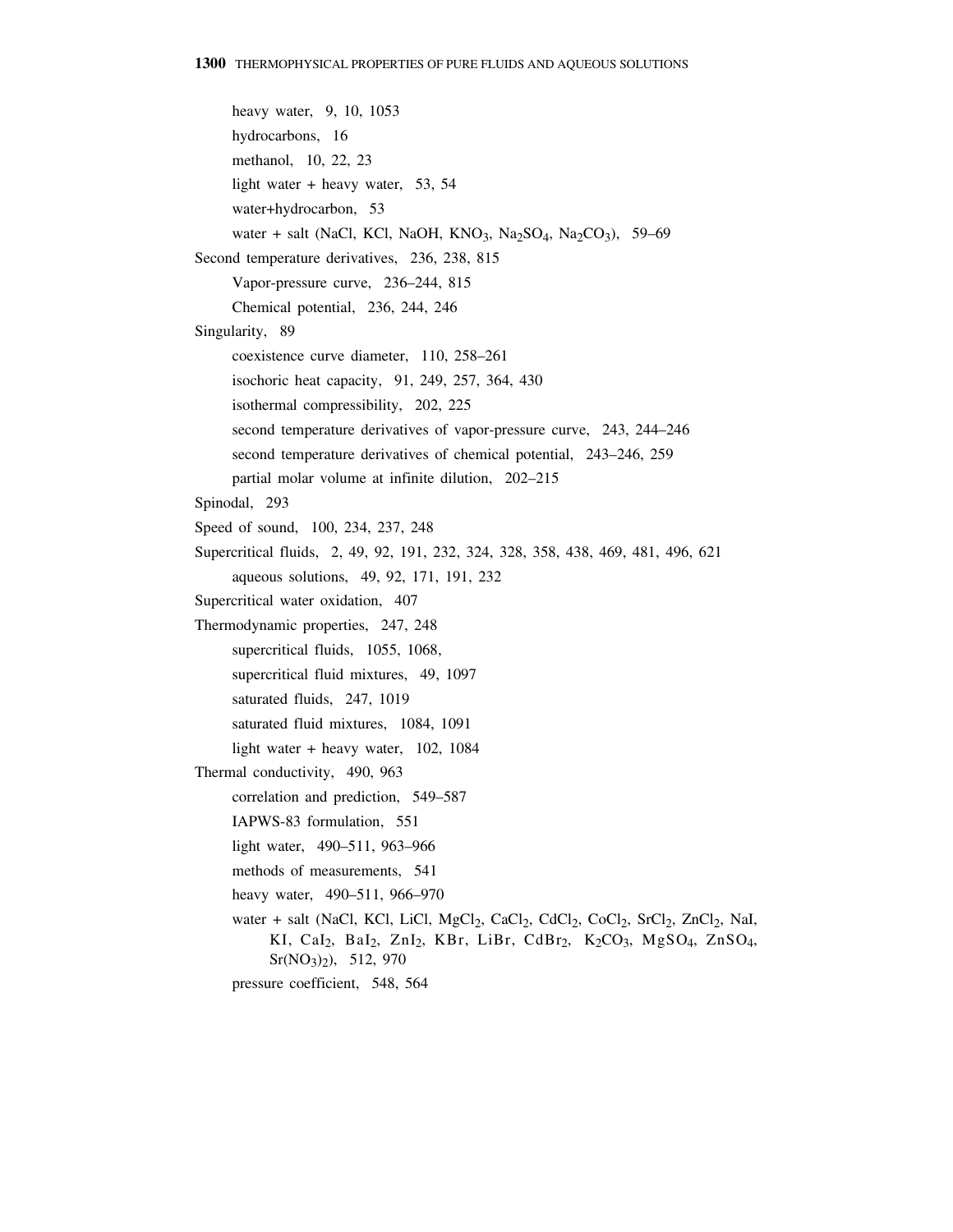heavy water, 9, 10, 1053
    hydrocarbons, 16
    methanol, 10, 22, 23
    light water + heavy water, 53, 54
    water+hydrocarbon, 53
    water + salt (NaCl, KCl, NaOH, $KNO_3$, $Na_2SO_4$, $Na_2CO_3$), 59–69

Second temperature derivatives, 236, 238, 815
    Vapor-pressure curve, 236–244, 815
    Chemical potential, 236, 244, 246

Singularity, 89
    coexistence curve diameter, 110, 258–261
    isochoric heat capacity, 91, 249, 257, 364, 430
    isothermal compressibility, 202, 225
    second temperature derivatives of vapor-pressure curve, 243, 244–246
    second temperature derivatives of chemical potential, 243–246, 259
    partial molar volume at infinite dilution, 202–215

Spinodal, 293

Speed of sound, 100, 234, 237, 248

Supercritical fluids, 2, 49, 92, 191, 232, 324, 328, 358, 438, 469, 481, 496, 621
    aqueous solutions, 49, 92, 171, 191, 232

Supercritical water oxidation, 407

Thermodynamic properties, 247, 248
    supercritical fluids, 1055, 1068,
    supercritical fluid mixtures, 49, 1097
    saturated fluids, 247, 1019
    saturated fluid mixtures, 1084, 1091
    light water + heavy water, 102, 1084

Thermal conductivity, 490, 963
    correlation and prediction, 549–587
    IAPWS-83 formulation, 551
    light water, 490–511, 963–966
    methods of measurements, 541
    heavy water, 490–511, 966–970
    water + salt (NaCl, KCl, LiCl, $MgCl_2$, $CaCl_2$, $CdCl_2$, $CoCl_2$, $SrCl_2$, $ZnCl_2$, NaI, KI, $CaI_2$, $BaI_2$, $ZnI_2$, KBr, LiBr, $CdBr_2$, $K_2CO_3$, $MgSO_4$, $ZnSO_4$, $Sr(NO_3)_2$), 512, 970
    pressure coefficient, 548, 564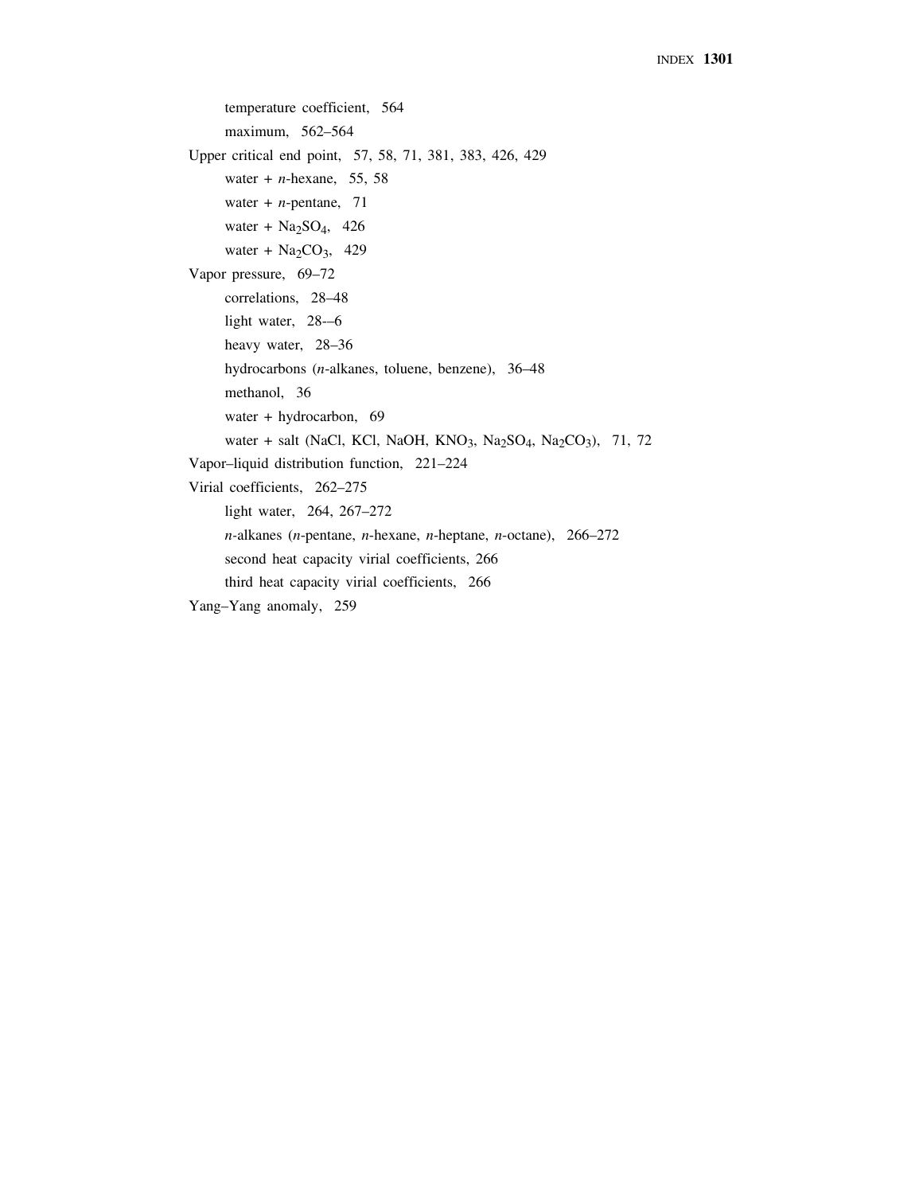temperature coefficient, 564

maximum, 562–564

Upper critical end point, 57, 58, 71, 381, 383, 426, 429

water + *n*-hexane, 55, 58

water + *n*-pentane, 71

water + $Na_2SO_4$, 426

water + $Na_2CO_3$, 429

Vapor pressure, 69–72

correlations, 28–48

light water, 28-–6

heavy water, 28–36

hydrocarbons (*n*-alkanes, toluene, benzene), 36–48

methanol, 36

water + hydrocarbon, 69

water + salt (NaCl, KCl, NaOH, $KNO_3$, $Na_2SO_4$, $Na_2CO_3$), 71, 72

Vapor–liquid distribution function, 221–224

Virial coefficients, 262–275

light water, 264, 267–272

*n*-alkanes (*n*-pentane, *n*-hexane, *n*-heptane, *n*-octane), 266–272

second heat capacity virial coefficients, 266

third heat capacity virial coefficients, 266

Yang–Yang anomaly, 259